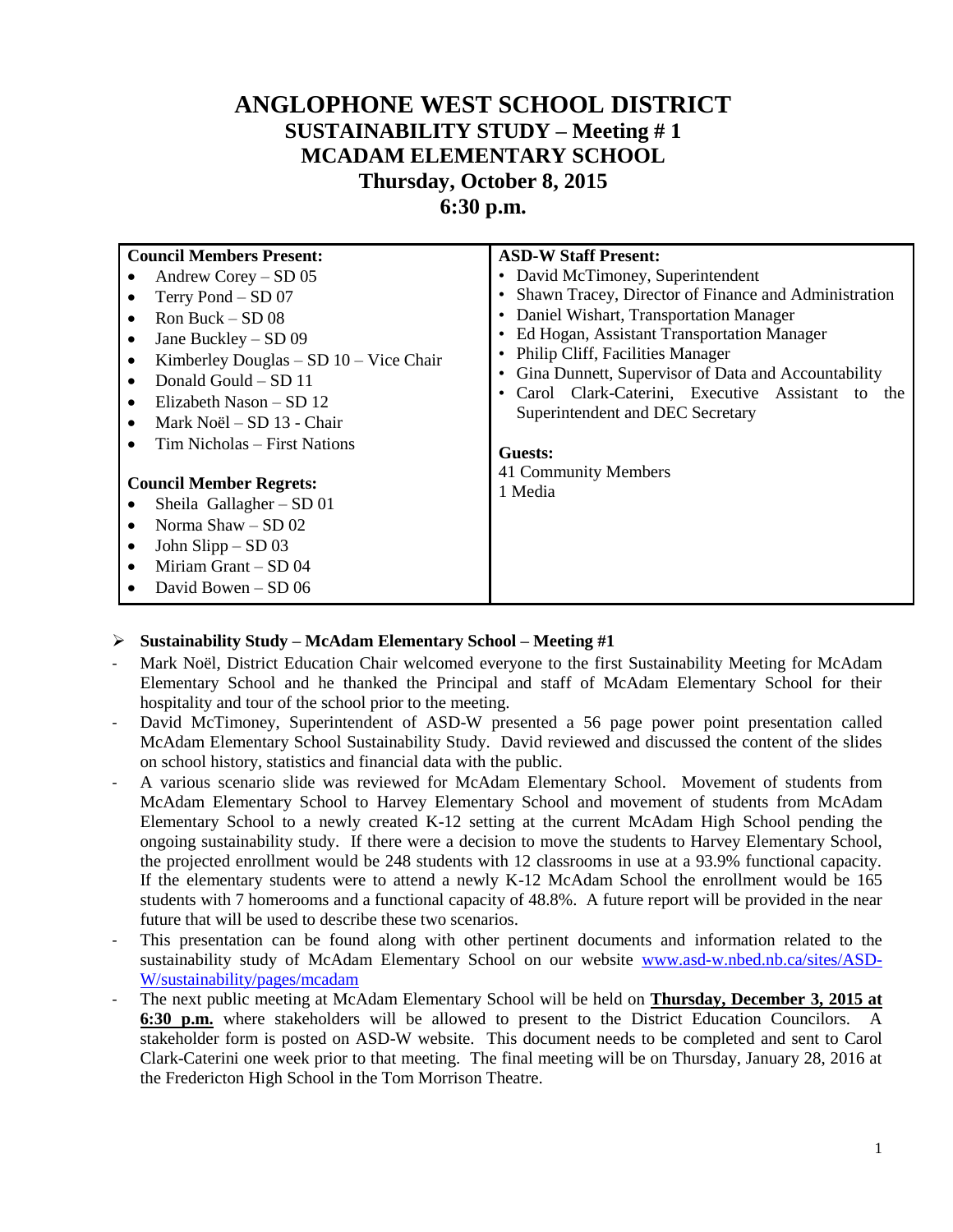# ANGLOPHONE WEST SCHOOL DISTRICT
## SUSTAINABILITY STUDY – Meeting # 1
## MCADAM ELEMENTARY SCHOOL
## Thursday, October 8, 2015
## 6:30 p.m.

| **Council Members Present:** | **ASD-W Staff Present:** |
|---|---|
| • Andrew Corey – SD 05<br>• Terry Pond – SD 07<br>• Ron Buck – SD 08<br>• Jane Buckley – SD 09<br>• Kimberley Douglas – SD 10 – Vice Chair<br>• Donald Gould – SD 11<br>• Elizabeth Nason – SD 12<br>• Mark Noël – SD 13 - Chair<br>• Tim Nicholas – First Nations<br><br>**Council Member Regrets:**<br>• Sheila Gallagher – SD 01<br>• Norma Shaw – SD 02<br>• John Slipp – SD 03<br>• Miriam Grant – SD 04<br>• David Bowen – SD 06 | • David McTimoney, Superintendent<br>• Shawn Tracey, Director of Finance and Administration<br>• Daniel Wishart, Transportation Manager<br>• Ed Hogan, Assistant Transportation Manager<br>• Philip Cliff, Facilities Manager<br>• Gina Dunnett, Supervisor of Data and Accountability<br>• Carol Clark-Caterini, Executive Assistant to the Superintendent and DEC Secretary<br><br>**Guests:**<br>41 Community Members<br>1 Media |

- **Sustainability Study – McAdam Elementary School – Meeting #1**

- Mark Noël, District Education Chair welcomed everyone to the first Sustainability Meeting for McAdam Elementary School and he thanked the Principal and staff of McAdam Elementary School for their hospitality and tour of the school prior to the meeting.
- David McTimoney, Superintendent of ASD-W presented a 56 page power point presentation called McAdam Elementary School Sustainability Study. David reviewed and discussed the content of the slides on school history, statistics and financial data with the public.
- A various scenario slide was reviewed for McAdam Elementary School. Movement of students from McAdam Elementary School to Harvey Elementary School and movement of students from McAdam Elementary School to a newly created K-12 setting at the current McAdam High School pending the ongoing sustainability study. If there were a decision to move the students to Harvey Elementary School, the projected enrollment would be 248 students with 12 classrooms in use at a 93.9% functional capacity. If the elementary students were to attend a newly K-12 McAdam School the enrollment would be 165 students with 7 homerooms and a functional capacity of 48.8%. A future report will be provided in the near future that will be used to describe these two scenarios.
- This presentation can be found along with other pertinent documents and information related to the sustainability study of McAdam Elementary School on our website www.asd-w.nbed.nb.ca/sites/ASD-W/sustainability/pages/mcadam
- The next public meeting at McAdam Elementary School will be held on **Thursday, December 3, 2015 at 6:30 p.m.** where stakeholders will be allowed to present to the District Education Councilors. A stakeholder form is posted on ASD-W website. This document needs to be completed and sent to Carol Clark-Caterini one week prior to that meeting. The final meeting will be on Thursday, January 28, 2016 at the Fredericton High School in the Tom Morrison Theatre.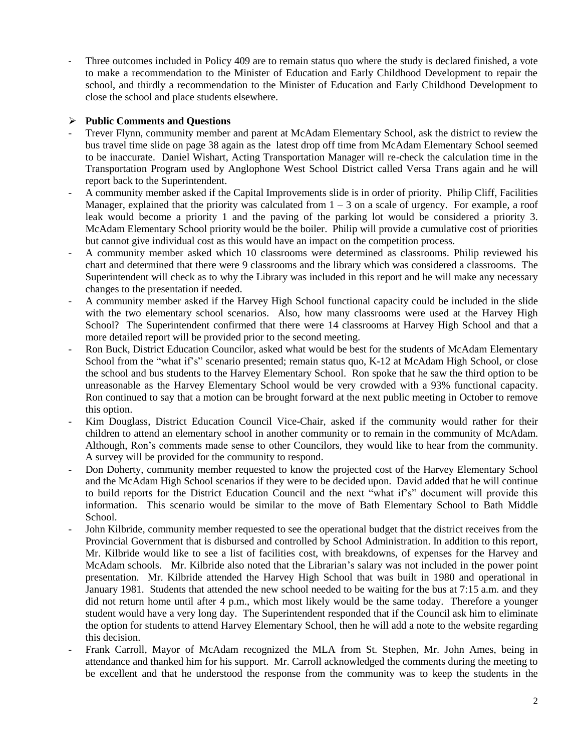- Three outcomes included in Policy 409 are to remain status quo where the study is declared finished, a vote to make a recommendation to the Minister of Education and Early Childhood Development to repair the school, and thirdly a recommendation to the Minister of Education and Early Childhood Development to close the school and place students elsewhere.

- **Public Comments and Questions**

- Trever Flynn, community member and parent at McAdam Elementary School, ask the district to review the bus travel time slide on page 38 again as the latest drop off time from McAdam Elementary School seemed to be inaccurate. Daniel Wishart, Acting Transportation Manager will re-check the calculation time in the Transportation Program used by Anglophone West School District called Versa Trans again and he will report back to the Superintendent.
- A community member asked if the Capital Improvements slide is in order of priority. Philip Cliff, Facilities Manager, explained that the priority was calculated from 1 – 3 on a scale of urgency. For example, a roof leak would become a priority 1 and the paving of the parking lot would be considered a priority 3. McAdam Elementary School priority would be the boiler. Philip will provide a cumulative cost of priorities but cannot give individual cost as this would have an impact on the competition process.
- A community member asked which 10 classrooms were determined as classrooms. Philip reviewed his chart and determined that there were 9 classrooms and the library which was considered a classrooms. The Superintendent will check as to why the Library was included in this report and he will make any necessary changes to the presentation if needed.
- A community member asked if the Harvey High School functional capacity could be included in the slide with the two elementary school scenarios. Also, how many classrooms were used at the Harvey High School? The Superintendent confirmed that there were 14 classrooms at Harvey High School and that a more detailed report will be provided prior to the second meeting.
- Ron Buck, District Education Councilor, asked what would be best for the students of McAdam Elementary School from the "what if's" scenario presented; remain status quo, K-12 at McAdam High School, or close the school and bus students to the Harvey Elementary School. Ron spoke that he saw the third option to be unreasonable as the Harvey Elementary School would be very crowded with a 93% functional capacity. Ron continued to say that a motion can be brought forward at the next public meeting in October to remove this option.
- Kim Douglass, District Education Council Vice-Chair, asked if the community would rather for their children to attend an elementary school in another community or to remain in the community of McAdam. Although, Ron's comments made sense to other Councilors, they would like to hear from the community. A survey will be provided for the community to respond.
- Don Doherty, community member requested to know the projected cost of the Harvey Elementary School and the McAdam High School scenarios if they were to be decided upon. David added that he will continue to build reports for the District Education Council and the next "what if's" document will provide this information. This scenario would be similar to the move of Bath Elementary School to Bath Middle School.
- John Kilbride, community member requested to see the operational budget that the district receives from the Provincial Government that is disbursed and controlled by School Administration. In addition to this report, Mr. Kilbride would like to see a list of facilities cost, with breakdowns, of expenses for the Harvey and McAdam schools. Mr. Kilbride also noted that the Librarian's salary was not included in the power point presentation. Mr. Kilbride attended the Harvey High School that was built in 1980 and operational in January 1981. Students that attended the new school needed to be waiting for the bus at 7:15 a.m. and they did not return home until after 4 p.m., which most likely would be the same today. Therefore a younger student would have a very long day. The Superintendent responded that if the Council ask him to eliminate the option for students to attend Harvey Elementary School, then he will add a note to the website regarding this decision.
- Frank Carroll, Mayor of McAdam recognized the MLA from St. Stephen, Mr. John Ames, being in attendance and thanked him for his support. Mr. Carroll acknowledged the comments during the meeting to be excellent and that he understood the response from the community was to keep the students in the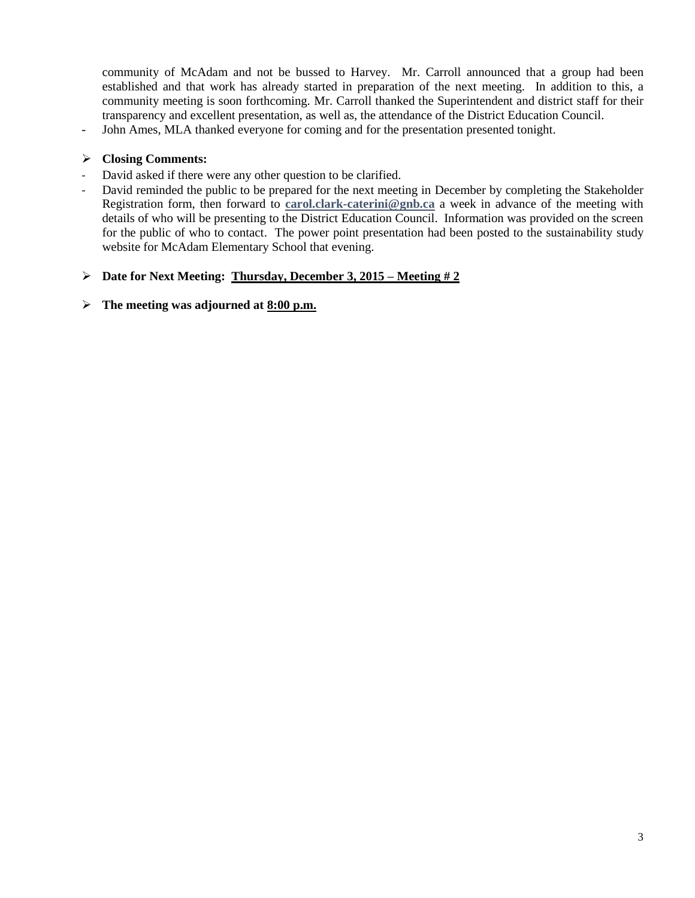community of McAdam and not be bussed to Harvey. Mr. Carroll announced that a group had been established and that work has already started in preparation of the next meeting. In addition to this, a community meeting is soon forthcoming. Mr. Carroll thanked the Superintendent and district staff for their transparency and excellent presentation, as well as, the attendance of the District Education Council.

- John Ames, MLA thanked everyone for coming and for the presentation presented tonight.

- **Closing Comments:**

- David asked if there were any other question to be clarified.
- David reminded the public to be prepared for the next meeting in December by completing the Stakeholder Registration form, then forward to **carol.clark-caterini@gnb.ca** a week in advance of the meeting with details of who will be presenting to the District Education Council. Information was provided on the screen for the public of who to contact. The power point presentation had been posted to the sustainability study website for McAdam Elementary School that evening.

- **Date for Next Meeting: Thursday, December 3, 2015 – Meeting # 2**

- **The meeting was adjourned at 8:00 p.m.**